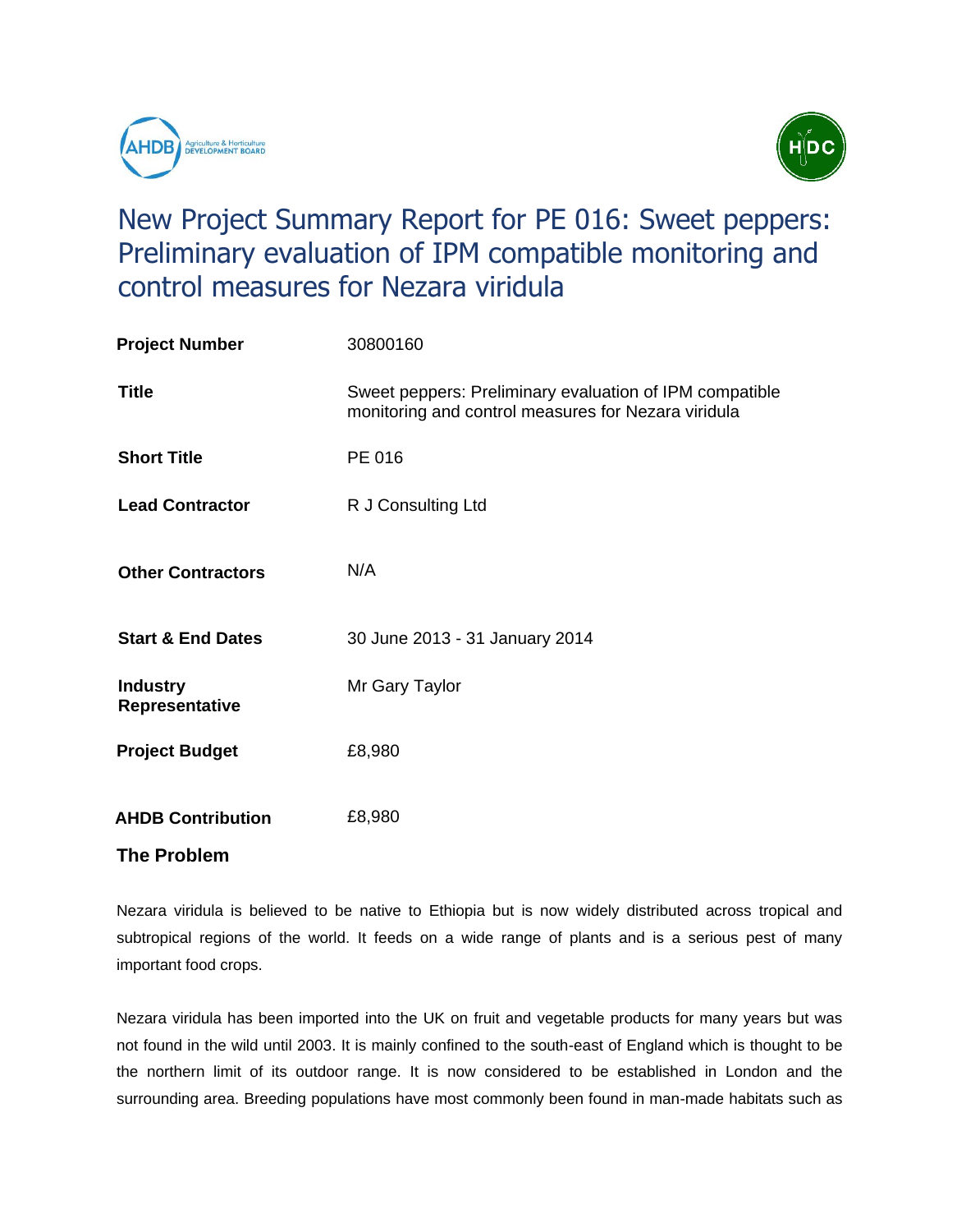# New Project Summary Report for PE 016: Sweet peppers: Preliminary evaluation of IPM compatible monitoring and control measures for Nezara viridula

| | |
|---|---|
| **Project Number** | 30800160 |
| **Title** | Sweet peppers: Preliminary evaluation of IPM compatible monitoring and control measures for Nezara viridula |
| **Short Title** | PE 016 |
| **Lead Contractor** | R J Consulting Ltd |
| **Other Contractors** | N/A |
| **Start & End Dates** | 30 June 2013 - 31 January 2014 |
| **Industry Representative** | Mr Gary Taylor |
| **Project Budget** | £8,980 |
| **AHDB Contribution** | £8,980 |

## The Problem

Nezara viridula is believed to be native to Ethiopia but is now widely distributed across tropical and subtropical regions of the world. It feeds on a wide range of plants and is a serious pest of many important food crops.

Nezara viridula has been imported into the UK on fruit and vegetable products for many years but was not found in the wild until 2003. It is mainly confined to the south-east of England which is thought to be the northern limit of its outdoor range. It is now considered to be established in London and the surrounding area. Breeding populations have most commonly been found in man-made habitats such as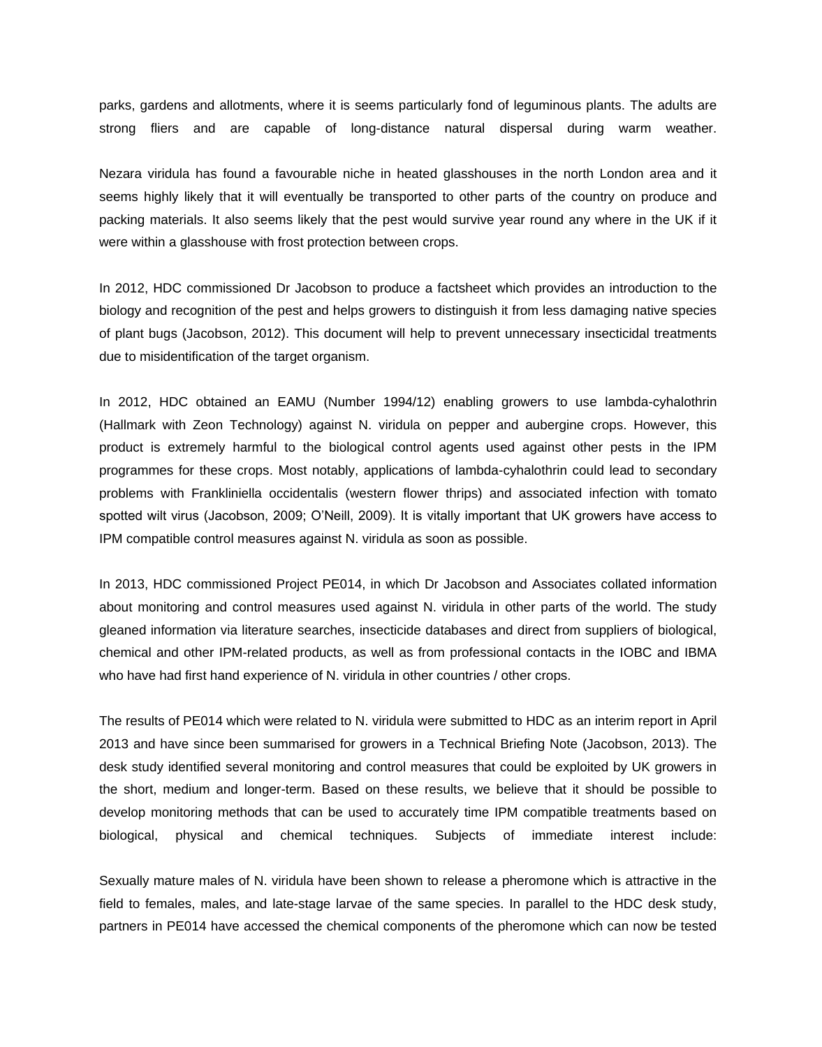parks, gardens and allotments, where it is seems particularly fond of leguminous plants. The adults are strong fliers and are capable of long-distance natural dispersal during warm weather.

Nezara viridula has found a favourable niche in heated glasshouses in the north London area and it seems highly likely that it will eventually be transported to other parts of the country on produce and packing materials. It also seems likely that the pest would survive year round any where in the UK if it were within a glasshouse with frost protection between crops.

In 2012, HDC commissioned Dr Jacobson to produce a factsheet which provides an introduction to the biology and recognition of the pest and helps growers to distinguish it from less damaging native species of plant bugs (Jacobson, 2012). This document will help to prevent unnecessary insecticidal treatments due to misidentification of the target organism.

In 2012, HDC obtained an EAMU (Number 1994/12) enabling growers to use lambda-cyhalothrin (Hallmark with Zeon Technology) against N. viridula on pepper and aubergine crops. However, this product is extremely harmful to the biological control agents used against other pests in the IPM programmes for these crops. Most notably, applications of lambda-cyhalothrin could lead to secondary problems with Frankliniella occidentalis (western flower thrips) and associated infection with tomato spotted wilt virus (Jacobson, 2009; O'Neill, 2009). It is vitally important that UK growers have access to IPM compatible control measures against N. viridula as soon as possible.

In 2013, HDC commissioned Project PE014, in which Dr Jacobson and Associates collated information about monitoring and control measures used against N. viridula in other parts of the world. The study gleaned information via literature searches, insecticide databases and direct from suppliers of biological, chemical and other IPM-related products, as well as from professional contacts in the IOBC and IBMA who have had first hand experience of N. viridula in other countries / other crops.

The results of PE014 which were related to N. viridula were submitted to HDC as an interim report in April 2013 and have since been summarised for growers in a Technical Briefing Note (Jacobson, 2013). The desk study identified several monitoring and control measures that could be exploited by UK growers in the short, medium and longer-term. Based on these results, we believe that it should be possible to develop monitoring methods that can be used to accurately time IPM compatible treatments based on biological, physical and chemical techniques. Subjects of immediate interest include:

Sexually mature males of N. viridula have been shown to release a pheromone which is attractive in the field to females, males, and late-stage larvae of the same species. In parallel to the HDC desk study, partners in PE014 have accessed the chemical components of the pheromone which can now be tested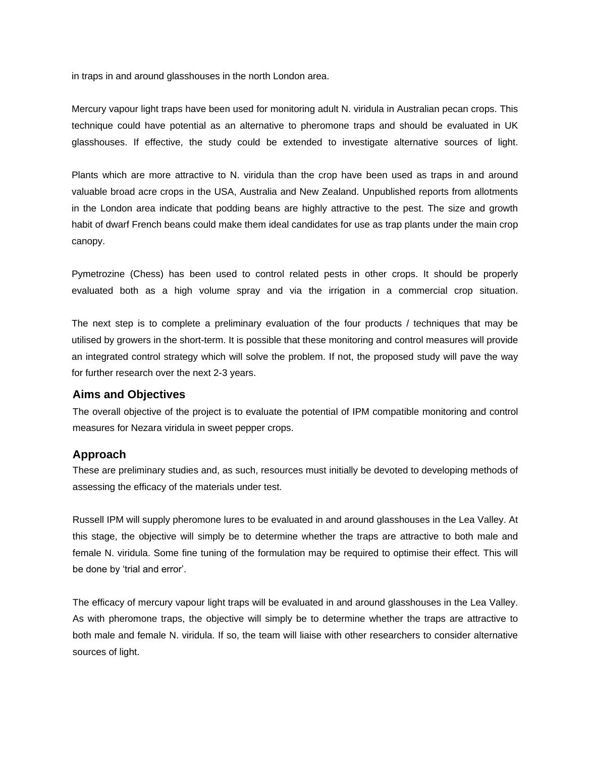in traps in and around glasshouses in the north London area.

Mercury vapour light traps have been used for monitoring adult N. viridula in Australian pecan crops. This technique could have potential as an alternative to pheromone traps and should be evaluated in UK glasshouses. If effective, the study could be extended to investigate alternative sources of light.

Plants which are more attractive to N. viridula than the crop have been used as traps in and around valuable broad acre crops in the USA, Australia and New Zealand. Unpublished reports from allotments in the London area indicate that podding beans are highly attractive to the pest. The size and growth habit of dwarf French beans could make them ideal candidates for use as trap plants under the main crop canopy.

Pymetrozine (Chess) has been used to control related pests in other crops. It should be properly evaluated both as a high volume spray and via the irrigation in a commercial crop situation.

The next step is to complete a preliminary evaluation of the four products / techniques that may be utilised by growers in the short-term. It is possible that these monitoring and control measures will provide an integrated control strategy which will solve the problem. If not, the proposed study will pave the way for further research over the next 2-3 years.

## Aims and Objectives

The overall objective of the project is to evaluate the potential of IPM compatible monitoring and control measures for Nezara viridula in sweet pepper crops.

## Approach

These are preliminary studies and, as such, resources must initially be devoted to developing methods of assessing the efficacy of the materials under test.

Russell IPM will supply pheromone lures to be evaluated in and around glasshouses in the Lea Valley. At this stage, the objective will simply be to determine whether the traps are attractive to both male and female N. viridula. Some fine tuning of the formulation may be required to optimise their effect. This will be done by 'trial and error'.

The efficacy of mercury vapour light traps will be evaluated in and around glasshouses in the Lea Valley. As with pheromone traps, the objective will simply be to determine whether the traps are attractive to both male and female N. viridula. If so, the team will liaise with other researchers to consider alternative sources of light.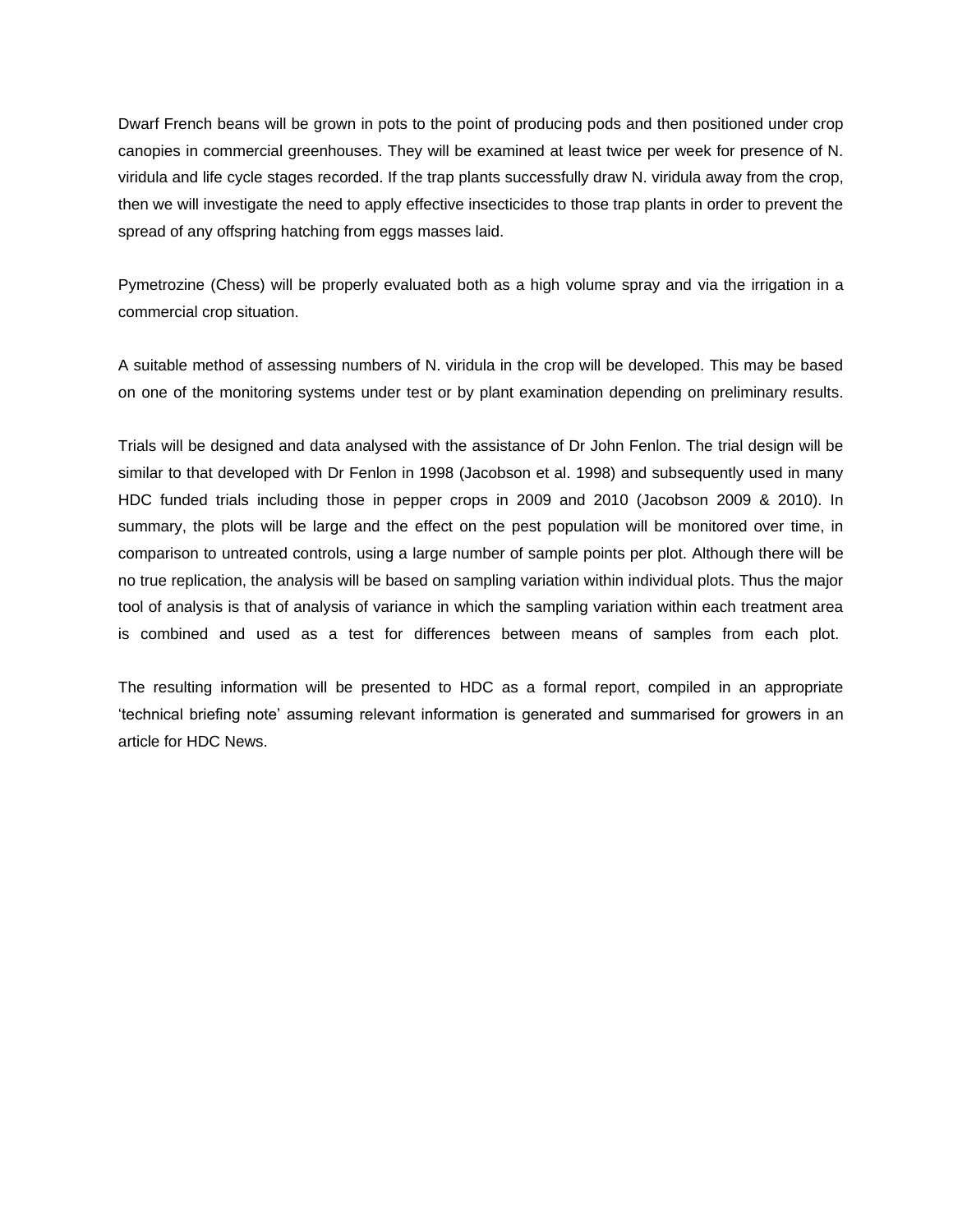Dwarf French beans will be grown in pots to the point of producing pods and then positioned under crop canopies in commercial greenhouses. They will be examined at least twice per week for presence of N. viridula and life cycle stages recorded. If the trap plants successfully draw N. viridula away from the crop, then we will investigate the need to apply effective insecticides to those trap plants in order to prevent the spread of any offspring hatching from eggs masses laid.

Pymetrozine (Chess) will be properly evaluated both as a high volume spray and via the irrigation in a commercial crop situation.

A suitable method of assessing numbers of N. viridula in the crop will be developed. This may be based on one of the monitoring systems under test or by plant examination depending on preliminary results.

Trials will be designed and data analysed with the assistance of Dr John Fenlon. The trial design will be similar to that developed with Dr Fenlon in 1998 (Jacobson et al. 1998) and subsequently used in many HDC funded trials including those in pepper crops in 2009 and 2010 (Jacobson 2009 & 2010). In summary, the plots will be large and the effect on the pest population will be monitored over time, in comparison to untreated controls, using a large number of sample points per plot. Although there will be no true replication, the analysis will be based on sampling variation within individual plots. Thus the major tool of analysis is that of analysis of variance in which the sampling variation within each treatment area is combined and used as a test for differences between means of samples from each plot.

The resulting information will be presented to HDC as a formal report, compiled in an appropriate 'technical briefing note' assuming relevant information is generated and summarised for growers in an article for HDC News.